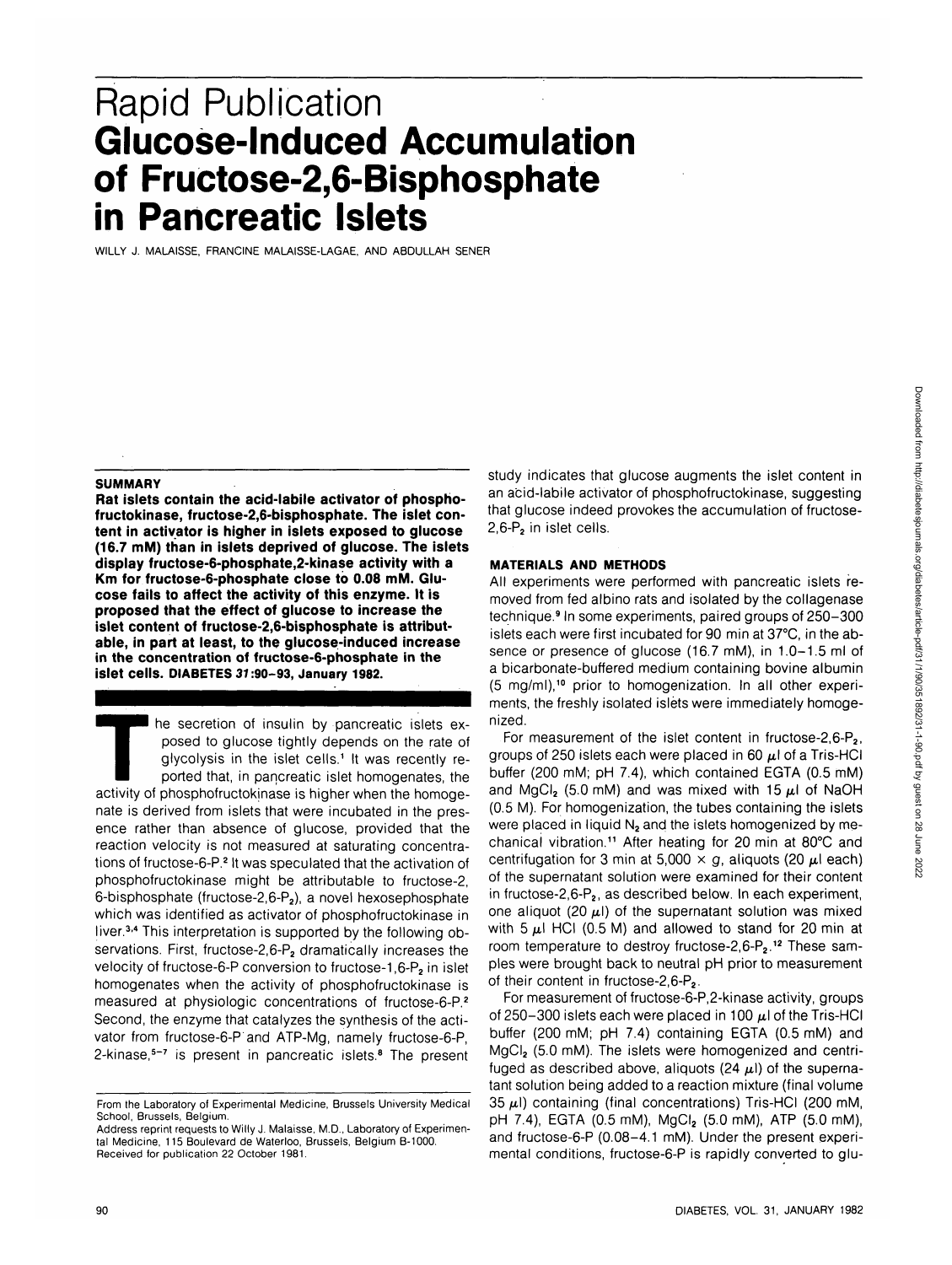Rapid Publication

# Glucose-Induced Accumulation of Fructose-2,6-Bisphosphate in Pancreatic Islets

WILLY J. MALAISSE, FRANCINE MALAISSE-LAGAE, AND ABDULLAH SENER

## SUMMARY

**Rat islets contain the acid-labile activator of phosphofructokinase, fructose-2,6-bisphosphate. The islet content in activator is higher in islets exposed to glucose (16.7 mM) than in islets deprived of glucose. The islets display fructose-6-phosphate,2-kinase activity with a Km for fructose-6-phosphate close to 0.08 mM. Glucose fails to affect the activity of this enzyme. It is proposed that the effect of glucose to increase the islet content of fructose-2,6-bisphosphate is attributable, in part at least, to the glucose-induced increase in the concentration of fructose-6-phosphate in the islet cells. DIABETES *31*:90–93, January 1982.**

The secretion of insulin by pancreatic islets exposed to glucose tightly depends on the rate of glycolysis in the islet cells.[1] It was recently reported that, in pancreatic islet homogenates, the activity of phosphofructokinase is higher when the homogenate is derived from islets that were incubated in the presence rather than absence of glucose, provided that the reaction velocity is not measured at saturating concentrations of fructose-6-P.[2] It was speculated that the activation of phosphofructokinase might be attributable to fructose-2,6-bisphosphate (fructose-2,6-$P_2$), a novel hexosephosphate which was identified as activator of phosphofructokinase in liver.[3,4] This interpretation is supported by the following observations. First, fructose-2,6-$P_2$ dramatically increases the velocity of fructose-6-P conversion to fructose-1,6-$P_2$ in islet homogenates when the activity of phosphofructokinase is measured at physiologic concentrations of fructose-6-P.[2] Second, the enzyme that catalyzes the synthesis of the activator from fructose-6-P and ATP-Mg, namely fructose-6-P, 2-kinase,[5–7] is present in pancreatic islets.[8] The present study indicates that glucose augments the islet content in an acid-labile activator of phosphofructokinase, suggesting that glucose indeed provokes the accumulation of fructose-2,6-$P_2$ in islet cells.

## MATERIALS AND METHODS

All experiments were performed with pancreatic islets removed from fed albino rats and isolated by the collagenase technique.[9] In some experiments, paired groups of 250–300 islets each were first incubated for 90 min at 37°C, in the absence or presence of glucose (16.7 mM), in 1.0–1.5 ml of a bicarbonate-buffered medium containing bovine albumin (5 mg/ml),[10] prior to homogenization. In all other experiments, the freshly isolated islets were immediately homogenized.

For measurement of the islet content in fructose-2,6-$P_2$, groups of 250 islets each were placed in 60 μl of a Tris-HCl buffer (200 mM; pH 7.4), which contained EGTA (0.5 mM) and $MgCl_2$ (5.0 mM) and was mixed with 15 μl of NaOH (0.5 M). For homogenization, the tubes containing the islets were placed in liquid $N_2$ and the islets homogenized by mechanical vibration.[11] After heating for 20 min at 80°C and centrifugation for 3 min at 5,000 × *g*, aliquots (20 μl each) of the supernatant solution were examined for their content in fructose-2,6-$P_2$, as described below. In each experiment, one aliquot (20 μl) of the supernatant solution was mixed with 5 μl HCl (0.5 M) and allowed to stand for 20 min at room temperature to destroy fructose-2,6-$P_2$.[12] These samples were brought back to neutral pH prior to measurement of their content in fructose-2,6-$P_2$.

For measurement of fructose-6-P,2-kinase activity, groups of 250–300 islets each were placed in 100 μl of the Tris-HCl buffer (200 mM; pH 7.4) containing EGTA (0.5 mM) and $MgCl_2$ (5.0 mM). The islets were homogenized and centrifuged as described above, aliquots (24 μl) of the supernatant solution being added to a reaction mixture (final volume 35 μl) containing (final concentrations) Tris-HCl (200 mM, pH 7.4), EGTA (0.5 mM), $MgCl_2$ (5.0 mM), ATP (5.0 mM), and fructose-6-P (0.08–4.1 mM). Under the present experimental conditions, fructose-6-P is rapidly converted to glu-

From the Laboratory of Experimental Medicine, Brussels University Medical School, Brussels, Belgium.

Address reprint requests to Willy J. Malaisse, M.D., Laboratory of Experimental Medicine, 115 Boulevard de Waterloo, Brussels, Belgium B-1000.

Received for publication 22 October 1981.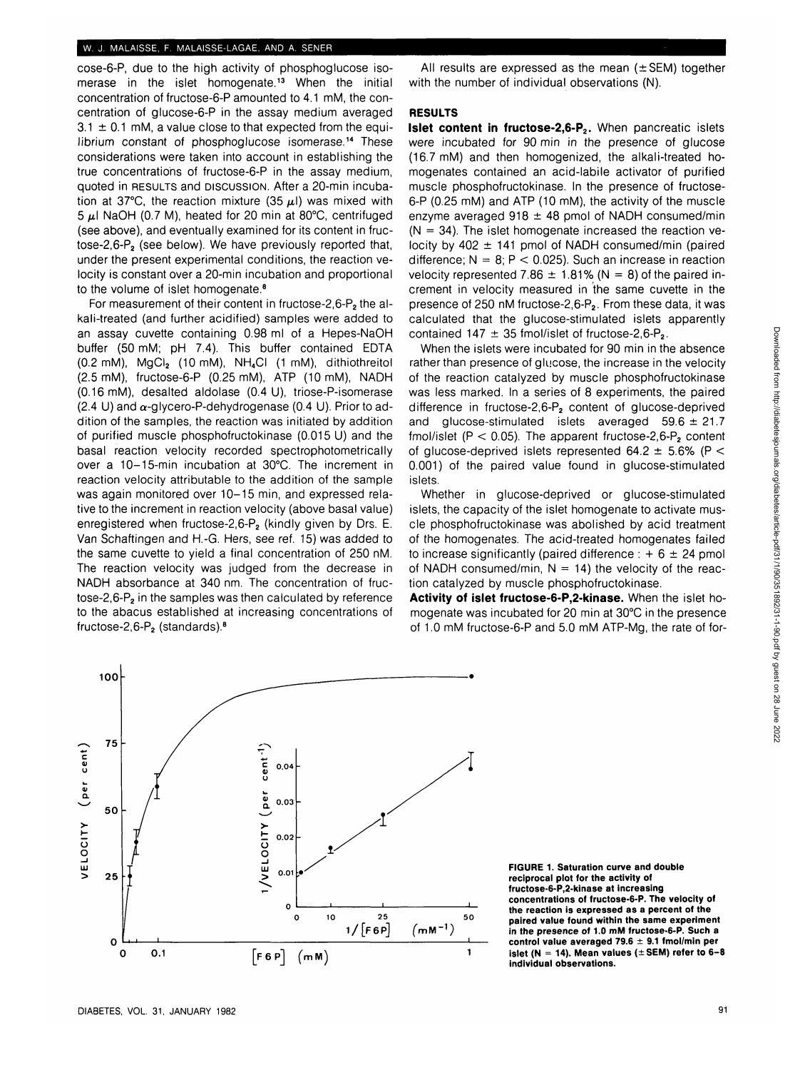cose-6-P, due to the high activity of phosphoglucose isomerase in the islet homogenate.[13] When the initial concentration of fructose-6-P amounted to 4.1 mM, the concentration of glucose-6-P in the assay medium averaged $3.1 \pm 0.1$ mM, a value close to that expected from the equilibrium constant of phosphoglucose isomerase.[14] These considerations were taken into account in establishing the true concentrations of fructose-6-P in the assay medium, quoted in RESULTS and DISCUSSION. After a 20-min incubation at 37°C, the reaction mixture (35 $\mu$l) was mixed with 5 $\mu$l NaOH (0.7 M), heated for 20 min at 80°C, centrifuged (see above), and eventually examined for its content in fructose-2,6-$P_2$ (see below). We have previously reported that, under the present experimental conditions, the reaction velocity is constant over a 20-min incubation and proportional to the volume of islet homogenate.[8]

For measurement of their content in fructose-2,6-$P_2$ the alkali-treated (and further acidified) samples were added to an assay cuvette containing 0.98 ml of a Hepes-NaOH buffer (50 mM; pH 7.4). This buffer contained EDTA (0.2 mM), $MgCl_2$ (10 mM), $NH_4Cl$ (1 mM), dithiothreitol (2.5 mM), fructose-6-P (0.25 mM), ATP (10 mM), NADH (0.16 mM), desalted aldolase (0.4 U), triose-P-isomerase (2.4 U) and $\alpha$-glycero-P-dehydrogenase (0.4 U). Prior to addition of the samples, the reaction was initiated by addition of purified muscle phosphofructokinase (0.015 U) and the basal reaction velocity recorded spectrophotometrically over a 10–15-min incubation at 30°C. The increment in reaction velocity attributable to the addition of the sample was again monitored over 10–15 min, and expressed relative to the increment in reaction velocity (above basal value) enregistered when fructose-2,6-$P_2$ (kindly given by Drs. E. Van Schaftingen and H.-G. Hers, see ref. 15) was added to the same cuvette to yield a final concentration of 250 nM. The reaction velocity was judged from the decrease in NADH absorbance at 340 nm. The concentration of fructose-2,6-$P_2$ in the samples was then calculated by reference to the abacus established at increasing concentrations of fructose-2,6-$P_2$ (standards).[8]

All results are expressed as the mean ($\pm$SEM) together with the number of individual observations (N).

## RESULTS

**Islet content in fructose-2,6-$P_2$.** When pancreatic islets were incubated for 90 min in the presence of glucose (16.7 mM) and then homogenized, the alkali-treated homogenates contained an acid-labile activator of purified muscle phosphofructokinase. In the presence of fructose-6-P (0.25 mM) and ATP (10 mM), the activity of the muscle enzyme averaged $918 \pm 48$ pmol of NADH consumed/min (N = 34). The islet homogenate increased the reaction velocity by $402 \pm 141$ pmol of NADH consumed/min (paired difference; N = 8; $P < 0.025$). Such an increase in reaction velocity represented $7.86 \pm 1.81\%$ (N = 8) of the paired increment in velocity measured in the same cuvette in the presence of 250 nM fructose-2,6-$P_2$. From these data, it was calculated that the glucose-stimulated islets apparently contained $147 \pm 35$ fmol/islet of fructose-2,6-$P_2$.

When the islets were incubated for 90 min in the absence rather than presence of glucose, the increase in the velocity of the reaction catalyzed by muscle phosphofructokinase was less marked. In a series of 8 experiments, the paired difference in fructose-2,6-$P_2$ content of glucose-deprived and glucose-stimulated islets averaged $59.6 \pm 21.7$ fmol/islet ($P < 0.05$). The apparent fructose-2,6-$P_2$ content of glucose-deprived islets represented $64.2 \pm 5.6\%$ ($P < 0.001$) of the paired value found in glucose-stimulated islets.

Whether in glucose-deprived or glucose-stimulated islets, the capacity of the islet homogenate to activate muscle phosphofructokinase was abolished by acid treatment of the homogenates. The acid-treated homogenates failed to increase significantly (paired difference : $+ 6 \pm 24$ pmol of NADH consumed/min, N = 14) the velocity of the reaction catalyzed by muscle phosphofructokinase.

**Activity of islet fructose-6-P,2-kinase.** When the islet homogenate was incubated for 20 min at 30°C in the presence of 1.0 mM fructose-6-P and 5.0 mM ATP-Mg, the rate of for-

**FIGURE 1. Saturation curve and double reciprocal plot for the activity of fructose-6-P,2-kinase at increasing concentrations of fructose-6-P. The velocity of the reaction is expressed as a percent of the paired value found within the same experiment in the presence of 1.0 mM fructose-6-P. Such a control value averaged $79.6 \pm 9.1$ fmol/min per islet (N = 14). Mean values ($\pm$SEM) refer to 6–8 individual observations.**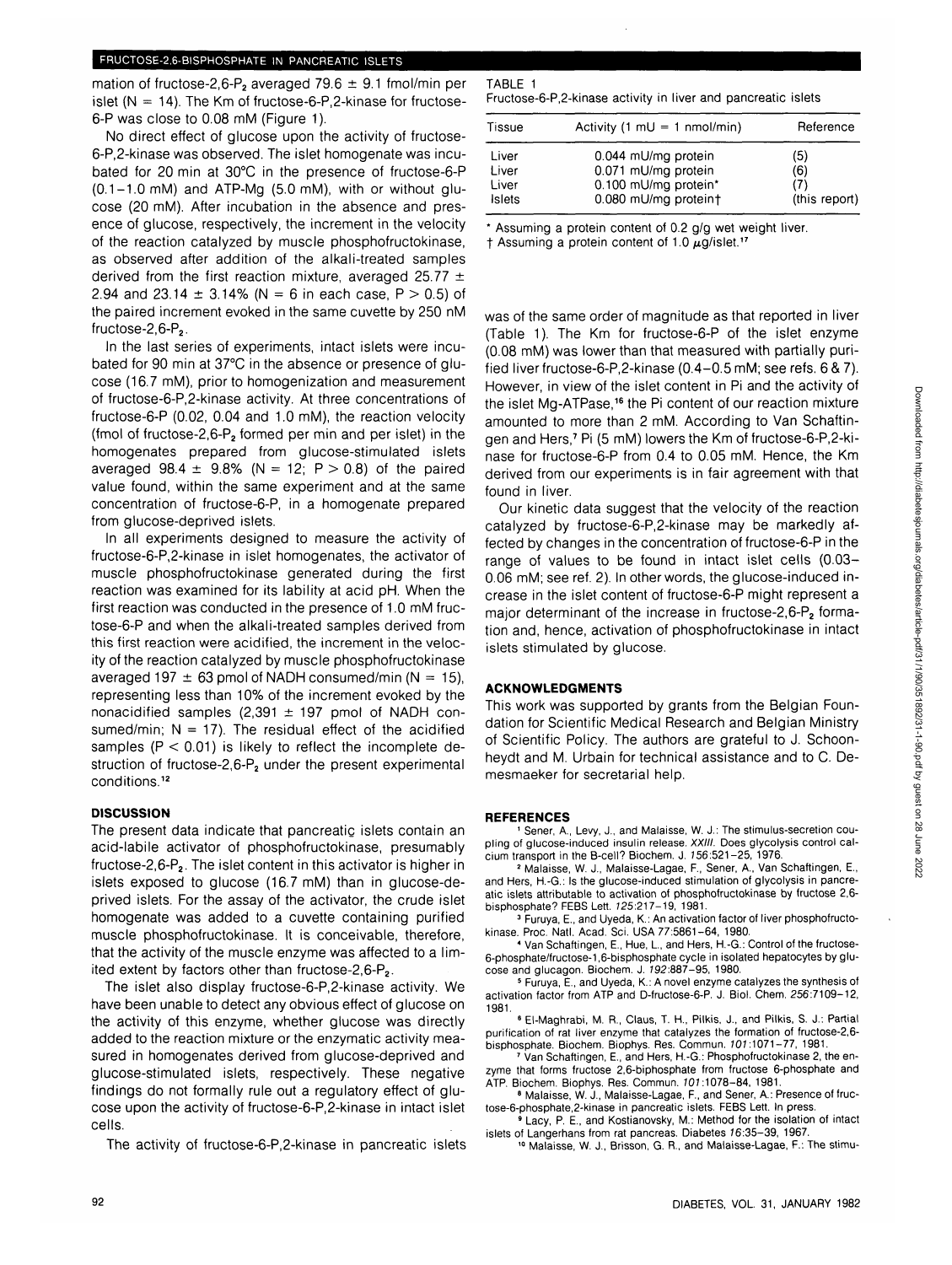mation of fructose-2,6-$P_2$ averaged 79.6 ± 9.1 fmol/min per islet (N = 14). The Km of fructose-6-P,2-kinase for fructose-6-P was close to 0.08 mM (Figure 1).

No direct effect of glucose upon the activity of fructose-6-P,2-kinase was observed. The islet homogenate was incubated for 20 min at 30°C in the presence of fructose-6-P (0.1–1.0 mM) and ATP-Mg (5.0 mM), with or without glucose (20 mM). After incubation in the absence and presence of glucose, respectively, the increment in the velocity of the reaction catalyzed by muscle phosphofructokinase, as observed after addition of the alkali-treated samples derived from the first reaction mixture, averaged 25.77 ± 2.94 and 23.14 ± 3.14% (N = 6 in each case, P > 0.5) of the paired increment evoked in the same cuvette by 250 nM fructose-2,6-$P_2$.

In the last series of experiments, intact islets were incubated for 90 min at 37°C in the absence or presence of glucose (16.7 mM), prior to homogenization and measurement of fructose-6-P,2-kinase activity. At three concentrations of fructose-6-P (0.02, 0.04 and 1.0 mM), the reaction velocity (fmol of fructose-2,6-$P_2$ formed per min and per islet) in the homogenates prepared from glucose-stimulated islets averaged 98.4 ± 9.8% (N = 12; P > 0.8) of the paired value found, within the same experiment and at the same concentration of fructose-6-P, in a homogenate prepared from glucose-deprived islets.

In all experiments designed to measure the activity of fructose-6-P,2-kinase in islet homogenates, the activator of muscle phosphofructokinase generated during the first reaction was examined for its lability at acid pH. When the first reaction was conducted in the presence of 1.0 mM fructose-6-P and when the alkali-treated samples derived from this first reaction were acidified, the increment in the velocity of the reaction catalyzed by muscle phosphofructokinase averaged 197 ± 63 pmol of NADH consumed/min (N = 15), representing less than 10% of the increment evoked by the nonacidified samples (2,391 ± 197 pmol of NADH consumed/min; N = 17). The residual effect of the acidified samples (P < 0.01) is likely to reflect the incomplete destruction of fructose-2,6-$P_2$ under the present experimental conditions.[12]

## DISCUSSION

The present data indicate that pancreatic islets contain an acid-labile activator of phosphofructokinase, presumably fructose-2,6-$P_2$. The islet content in this activator is higher in islets exposed to glucose (16.7 mM) than in glucose-deprived islets. For the assay of the activator, the crude islet homogenate was added to a cuvette containing purified muscle phosphofructokinase. It is conceivable, therefore, that the activity of the muscle enzyme was affected to a limited extent by factors other than fructose-2,6-$P_2$.

The islet also display fructose-6-P,2-kinase activity. We have been unable to detect any obvious effect of glucose on the activity of this enzyme, whether glucose was directly added to the reaction mixture or the enzymatic activity measured in homogenates derived from glucose-deprived and glucose-stimulated islets, respectively. These negative findings do not formally rule out a regulatory effect of glucose upon the activity of fructose-6-P,2-kinase in intact islet cells.

The activity of fructose-6-P,2-kinase in pancreatic islets

TABLE 1
Fructose-6-P,2-kinase activity in liver and pancreatic islets

| Tissue | Activity (1 mU = 1 nmol/min) | Reference |
|---|---|---|
| Liver | 0.044 mU/mg protein | (5) |
| Liver | 0.071 mU/mg protein | (6) |
| Liver | 0.100 mU/mg protein* | (7) |
| Islets | 0.080 mU/mg protein† | (this report) |

\* Assuming a protein content of 0.2 g/g wet weight liver.
† Assuming a protein content of 1.0 μg/islet.[17]

was of the same order of magnitude as that reported in liver (Table 1). The Km for fructose-6-P of the islet enzyme (0.08 mM) was lower than that measured with partially purified liver fructose-6-P,2-kinase (0.4–0.5 mM; see refs. 6 & 7). However, in view of the islet content in Pi and the activity of the islet Mg-ATPase,[16] the Pi content of our reaction mixture amounted to more than 2 mM. According to Van Schaftingen and Hers,[7] Pi (5 mM) lowers the Km of fructose-6-P,2-kinase for fructose-6-P from 0.4 to 0.05 mM. Hence, the Km derived from our experiments is in fair agreement with that found in liver.

Our kinetic data suggest that the velocity of the reaction catalyzed by fructose-6-P,2-kinase may be markedly affected by changes in the concentration of fructose-6-P in the range of values to be found in intact islet cells (0.03–0.06 mM; see ref. 2). In other words, the glucose-induced increase in the islet content of fructose-6-P might represent a major determinant of the increase in fructose-2,6-$P_2$ formation and, hence, activation of phosphofructokinase in intact islets stimulated by glucose.

## ACKNOWLEDGMENTS

This work was supported by grants from the Belgian Foundation for Scientific Medical Research and Belgian Ministry of Scientific Policy. The authors are grateful to J. Schoonheydt and M. Urbain for technical assistance and to C. Demesmaeker for secretarial help.

## REFERENCES

1 Sener, A., Levy, J., and Malaisse, W. J.: The stimulus-secretion coupling of glucose-induced insulin release. XXIII. Does glycolysis control calcium transport in the B-cell? Biochem. J. 156:521–25, 1976.

2 Malaisse, W. J., Malaisse-Lagae, F., Sener, A., Van Schaftingen, E., and Hers, H.-G.: Is the glucose-induced stimulation of glycolysis in pancreatic islets attributable to activation of phosphofructokinase by fructose 2,6-bisphosphate? FEBS Lett. 125:217–19, 1981.

3 Furuya, E., and Uyeda, K.: An activation factor of liver phosphofructokinase. Proc. Natl. Acad. Sci. USA 77:5861–64, 1980.

4 Van Schaftingen, E., Hue, L., and Hers, H.-G.: Control of the fructose-6-phosphate/fructose-1,6-bisphosphate cycle in isolated hepatocytes by glucose and glucagon. Biochem. J. 192:887–95, 1980.

5 Furuya, E., and Uyeda, K.: A novel enzyme catalyzes the synthesis of activation factor from ATP and D-fructose-6-P. J. Biol. Chem. 256:7109–12, 1981.

6 El-Maghrabi, M. R., Claus, T. H., Pilkis, J., and Pilkis, S. J.: Partial purification of rat liver enzyme that catalyzes the formation of fructose-2,6-bisphosphate. Biochem. Biophys. Res. Commun. 101:1071–77, 1981.

7 Van Schaftingen, E., and Hers, H.-G.: Phosphofructokinase 2, the enzyme that forms fructose 2,6-biphosphate from fructose 6-phosphate and ATP. Biochem. Biophys. Res. Commun. 101:1078–84, 1981.

8 Malaisse, W. J., Malaisse-Lagae, F., and Sener, A.: Presence of fructose-6-phosphate,2-kinase in pancreatic islets. FEBS Lett. In press.

9 Lacy, P. E., and Kostianovsky, M.: Method for the isolation of intact islets of Langerhans from rat pancreas. Diabetes 16:35–39, 1967.

10 Malaisse, W. J., Brisson, G. R., and Malaisse-Lagae, F.: The stimu-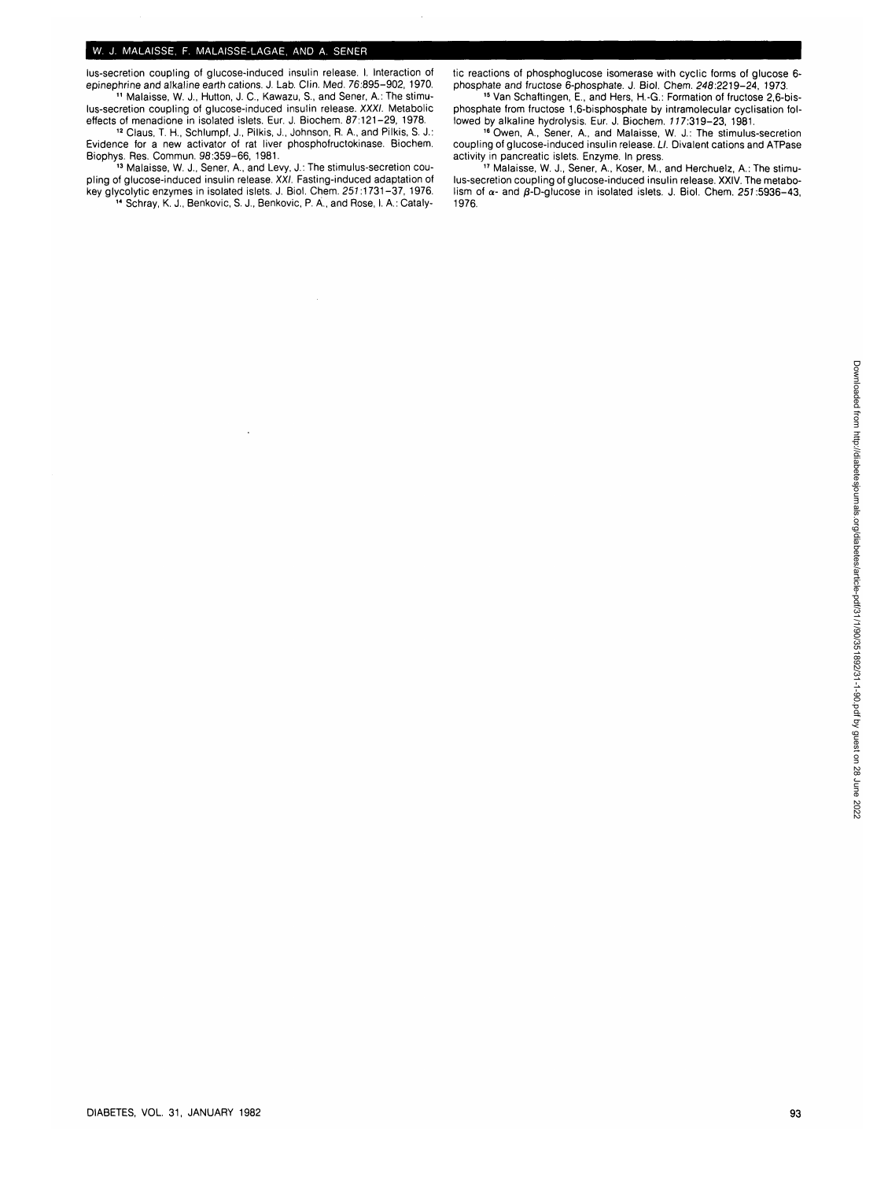lus-secretion coupling of glucose-induced insulin release. I. Interaction of epinephrine and alkaline earth cations. J. Lab. Clin. Med. 76:895–902, 1970.

[11] Malaisse, W. J., Hutton, J. C., Kawazu, S., and Sener, A.: The stimulus-secretion coupling of glucose-induced insulin release. *XXXI*. Metabolic effects of menadione in isolated islets. Eur. J. Biochem. *87*:121–29, 1978.

[12] Claus, T. H., Schlumpf, J., Pilkis, J., Johnson, R. A., and Pilkis, S. J.: Evidence for a new activator of rat liver phosphofructokinase. Biochem. Biophys. Res. Commun. 98:359–66, 1981.

[13] Malaisse, W. J., Sener, A., and Levy, J.: The stimulus-secretion coupling of glucose-induced insulin release. *XXI*. Fasting-induced adaptation of key glycolytic enzymes in isolated islets. J. Biol. Chem. *251*:1731–37, 1976.

[14] Schray, K. J., Benkovic, S. J., Benkovic, P. A., and Rose, I. A.: Catalytic reactions of phosphoglucose isomerase with cyclic forms of glucose 6-phosphate and fructose 6-phosphate. J. Biol. Chem. *248*:2219–24, 1973.

[15] Van Schaftingen, E., and Hers, H.-G.: Formation of fructose 2,6-bisphosphate from fructose 1,6-bisphosphate by intramolecular cyclisation followed by alkaline hydrolysis. Eur. J. Biochem. *117*:319–23, 1981.

[16] Owen, A., Sener, A., and Malaisse, W. J.: The stimulus-secretion coupling of glucose-induced insulin release. *LI*. Divalent cations and ATPase activity in pancreatic islets. Enzyme. In press.

[17] Malaisse, W. J., Sener, A., Koser, M., and Herchuelz, A.: The stimulus-secretion coupling of glucose-induced insulin release. XXIV. The metabolism of $\alpha$- and $\beta$-D-glucose in isolated islets. J. Biol. Chem. *251*:5936–43, 1976.